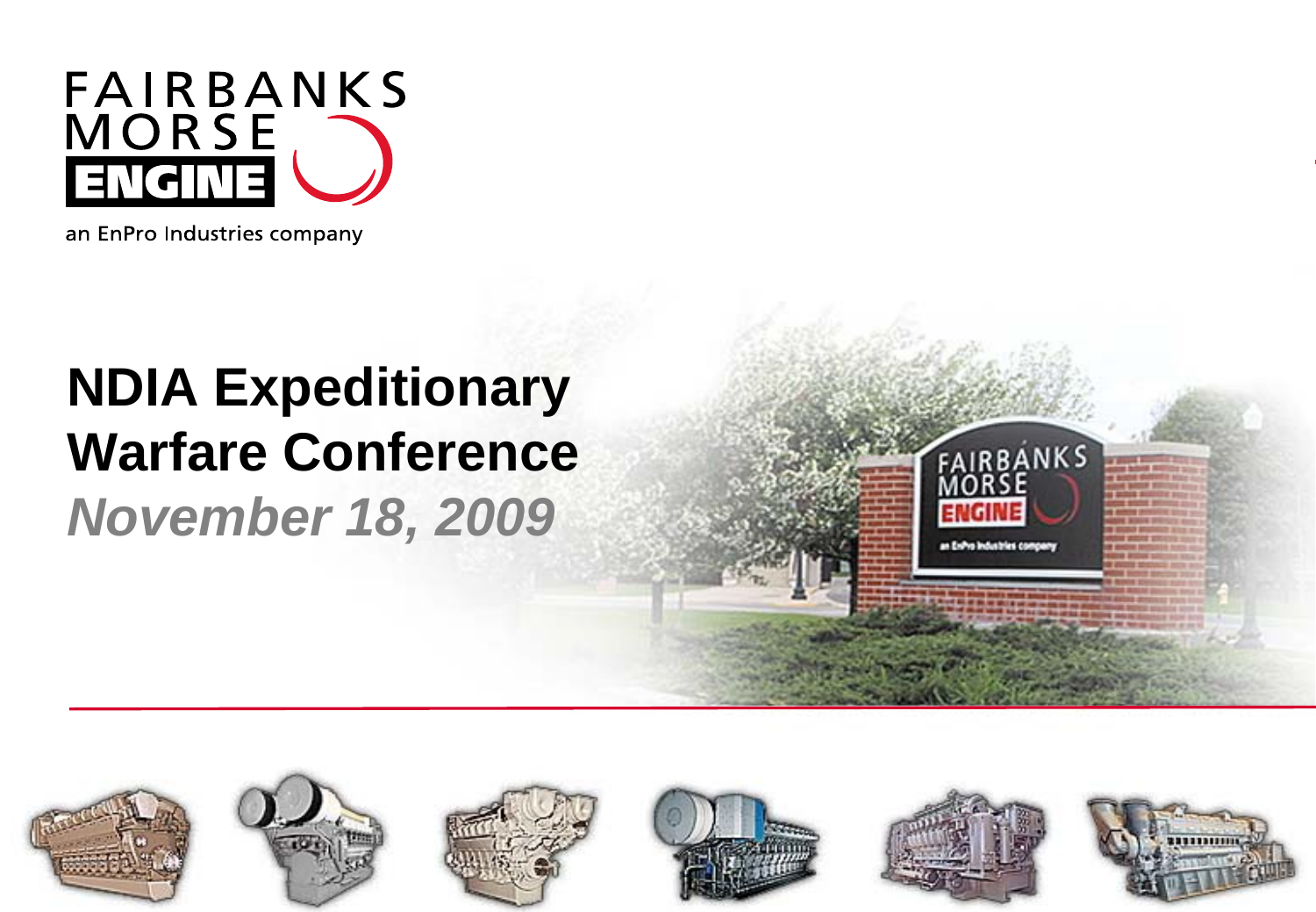FAIRBANKS MORSE ENGINE

an EnPro Industries company

# NDIA Expeditionary Warfare Conference

*November 18, 2009*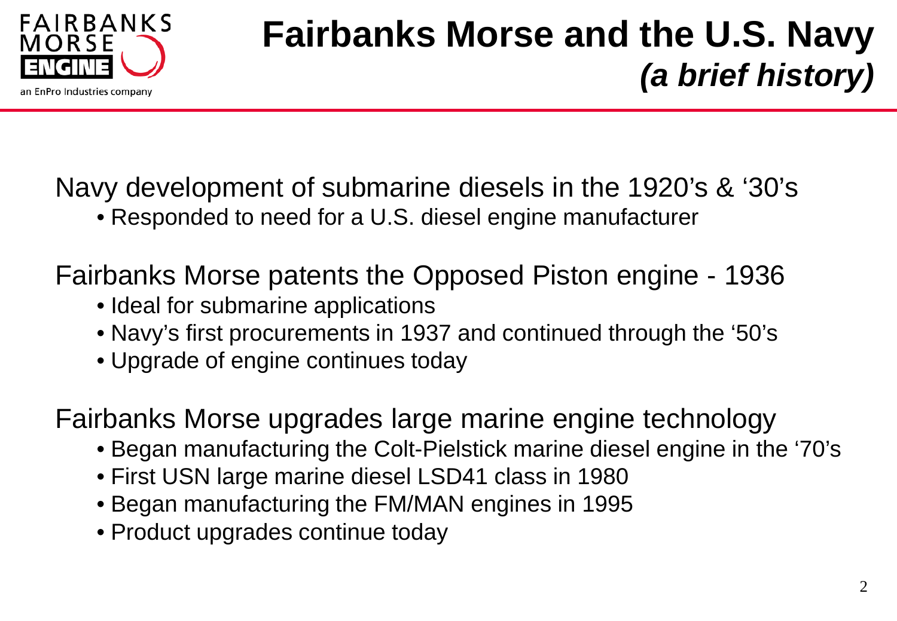# Fairbanks Morse and the U.S. Navy *(a brief history)*

Navy development of submarine diesels in the 1920's & '30's

- Responded to need for a U.S. diesel engine manufacturer

Fairbanks Morse patents the Opposed Piston engine - 1936

- Ideal for submarine applications
- Navy's first procurements in 1937 and continued through the '50's
- Upgrade of engine continues today

Fairbanks Morse upgrades large marine engine technology

- Began manufacturing the Colt-Pielstick marine diesel engine in the '70's
- First USN large marine diesel LSD41 class in 1980
- Began manufacturing the FM/MAN engines in 1995
- Product upgrades continue today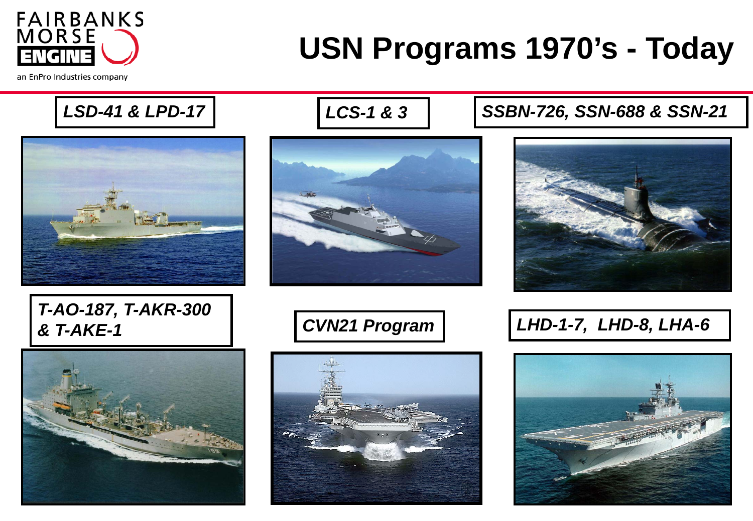# USN Programs 1970's - Today

*LSD-41 & LPD-17*

*LCS-1 & 3*

*SSBN-726, SSN-688 & SSN-21*

*T-AO-187, T-AKR-300 & T-AKE-1*

*CVN21 Program*

*LHD-1-7, LHD-8, LHA-6*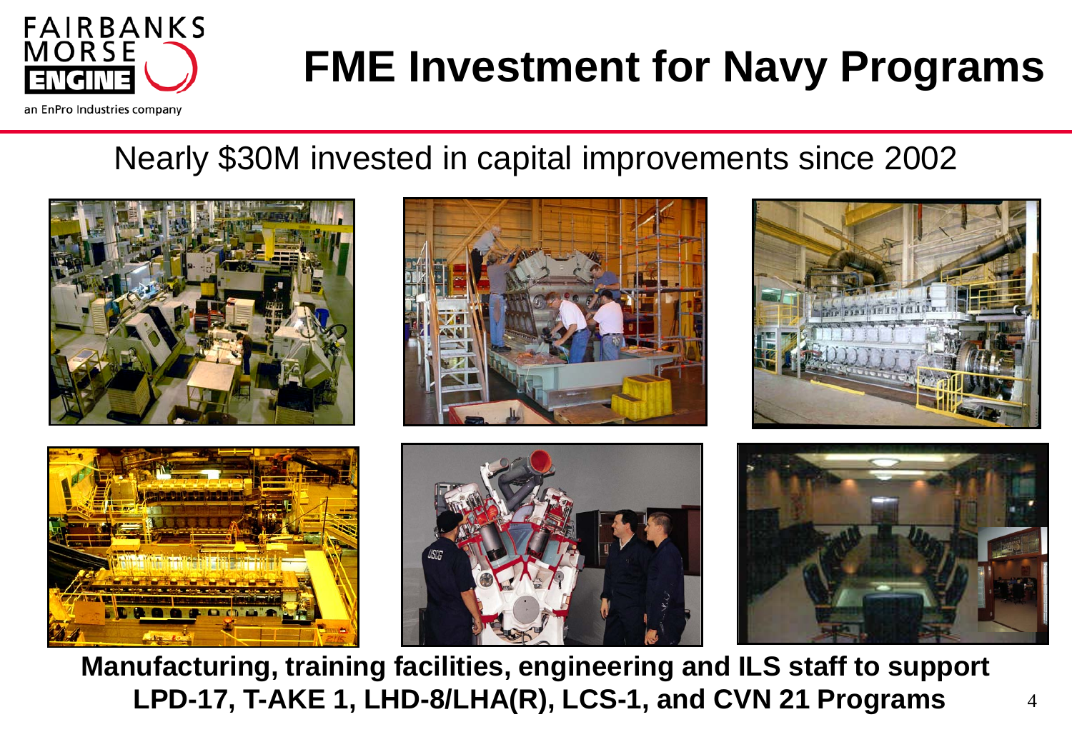# FME Investment for Navy Programs

Nearly $30M invested in capital improvements since 2002

**Manufacturing, training facilities, engineering and ILS staff to support LPD-17, T-AKE 1, LHD-8/LHA(R), LCS-1, and CVN 21 Programs**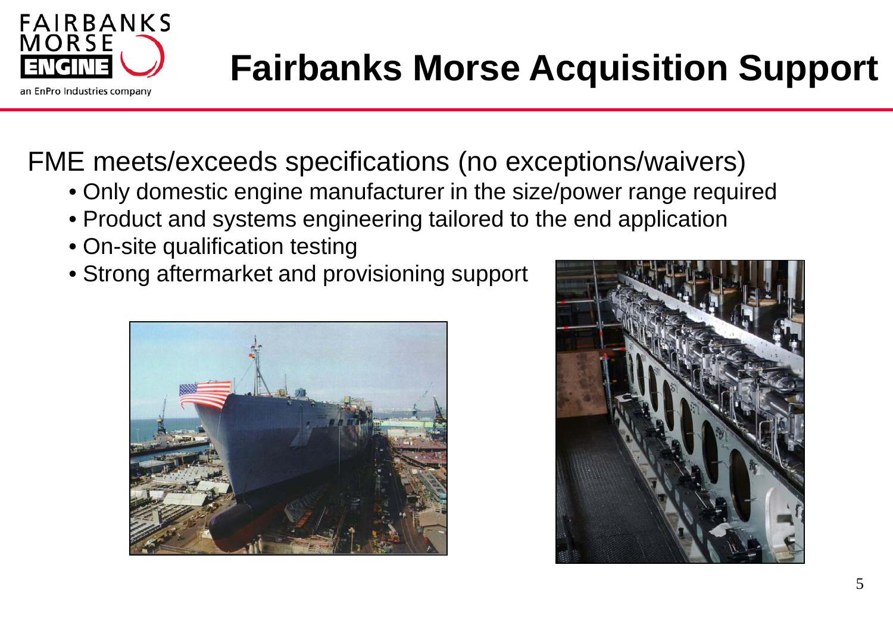# Fairbanks Morse Acquisition Support

FME meets/exceeds specifications (no exceptions/waivers)

- Only domestic engine manufacturer in the size/power range required
- Product and systems engineering tailored to the end application
- On-site qualification testing
- Strong aftermarket and provisioning support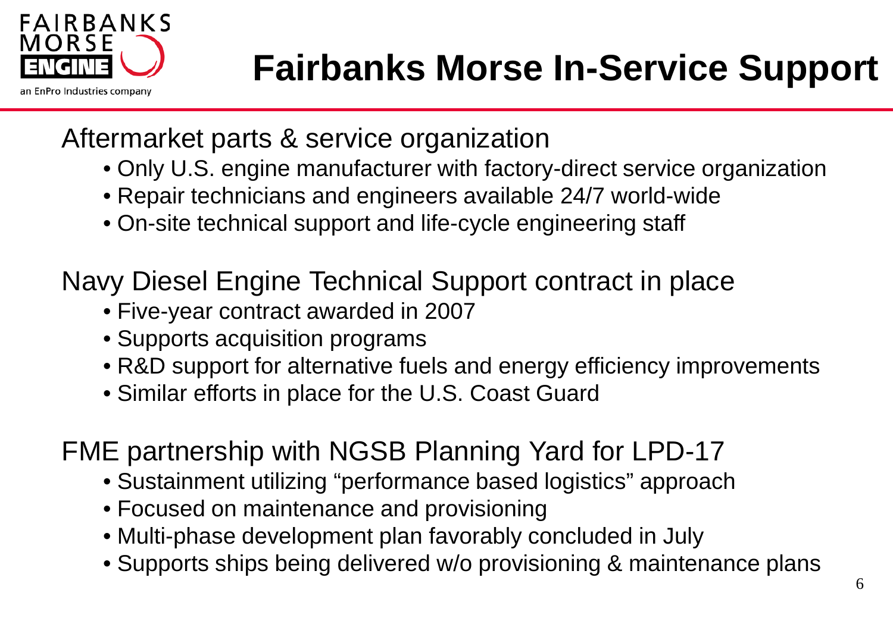# Fairbanks Morse In-Service Support

Aftermarket parts & service organization

- Only U.S. engine manufacturer with factory-direct service organization
- Repair technicians and engineers available 24/7 world-wide
- On-site technical support and life-cycle engineering staff

Navy Diesel Engine Technical Support contract in place

- Five-year contract awarded in 2007
- Supports acquisition programs
- R&D support for alternative fuels and energy efficiency improvements
- Similar efforts in place for the U.S. Coast Guard

FME partnership with NGSB Planning Yard for LPD-17

- Sustainment utilizing "performance based logistics" approach
- Focused on maintenance and provisioning
- Multi-phase development plan favorably concluded in July
- Supports ships being delivered w/o provisioning & maintenance plans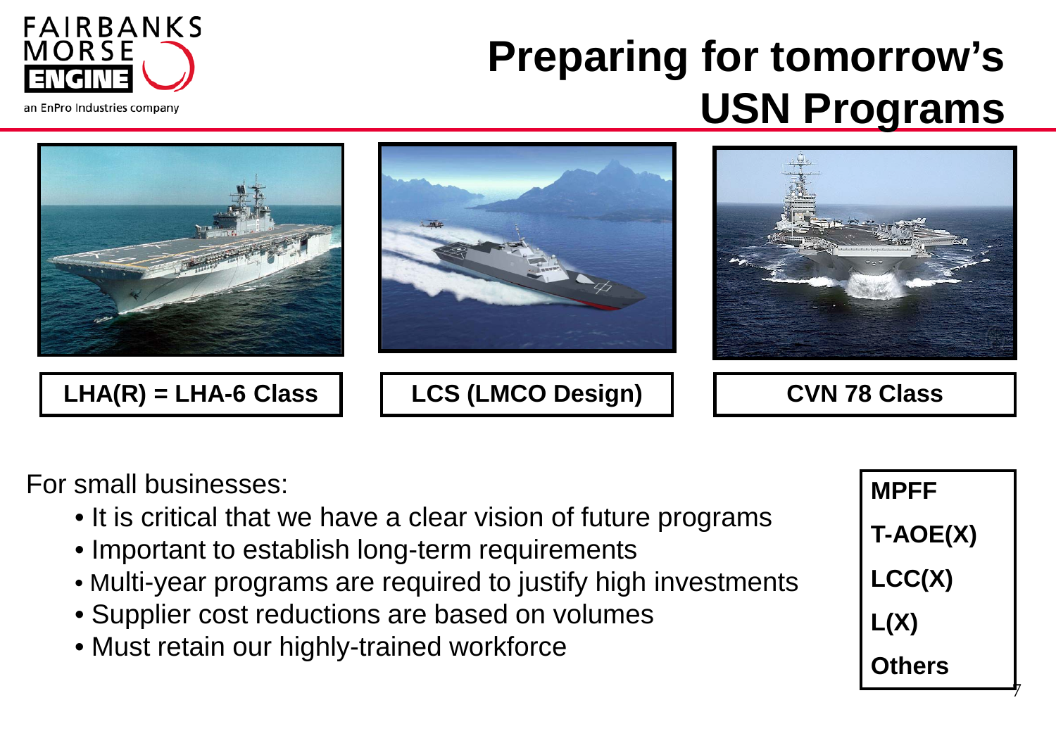# Preparing for tomorrow's USN Programs

**LHA(R) = LHA-6 Class**

**LCS (LMCO Design)**

**CVN 78 Class**

For small businesses:

- It is critical that we have a clear vision of future programs
- Important to establish long-term requirements
- Multi-year programs are required to justify high investments
- Supplier cost reductions are based on volumes
- Must retain our highly-trained workforce

**MPFF**

**T-AOE(X)**

**LCC(X)**

**L(X)**

**Others**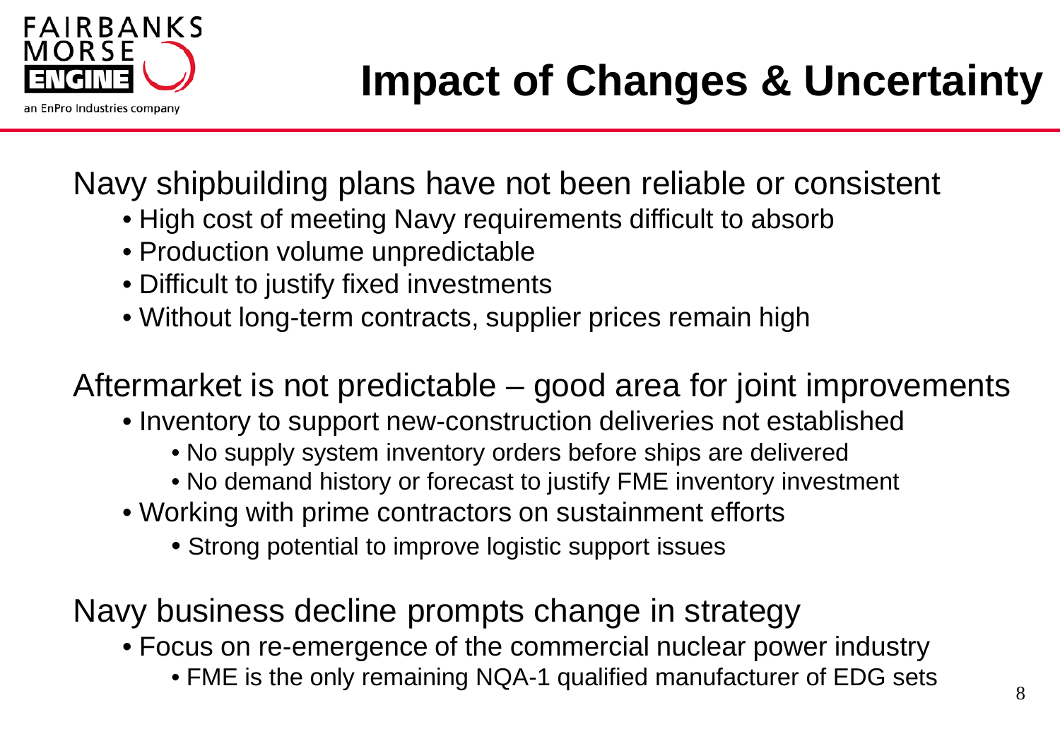# Impact of Changes & Uncertainty

Navy shipbuilding plans have not been reliable or consistent

- High cost of meeting Navy requirements difficult to absorb
- Production volume unpredictable
- Difficult to justify fixed investments
- Without long-term contracts, supplier prices remain high

Aftermarket is not predictable – good area for joint improvements

- Inventory to support new-construction deliveries not established
  - No supply system inventory orders before ships are delivered
  - No demand history or forecast to justify FME inventory investment
- Working with prime contractors on sustainment efforts
  - Strong potential to improve logistic support issues

Navy business decline prompts change in strategy

- Focus on re-emergence of the commercial nuclear power industry
  - FME is the only remaining NQA-1 qualified manufacturer of EDG sets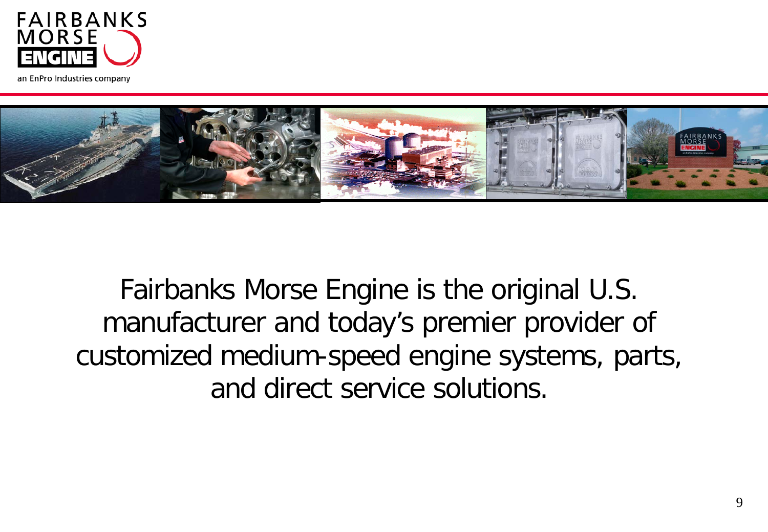FAIRBANKS MORSE ENGINE

an EnPro Industries company

Fairbanks Morse Engine is the original U.S. manufacturer and today's premier provider of customized medium-speed engine systems, parts, and direct service solutions.